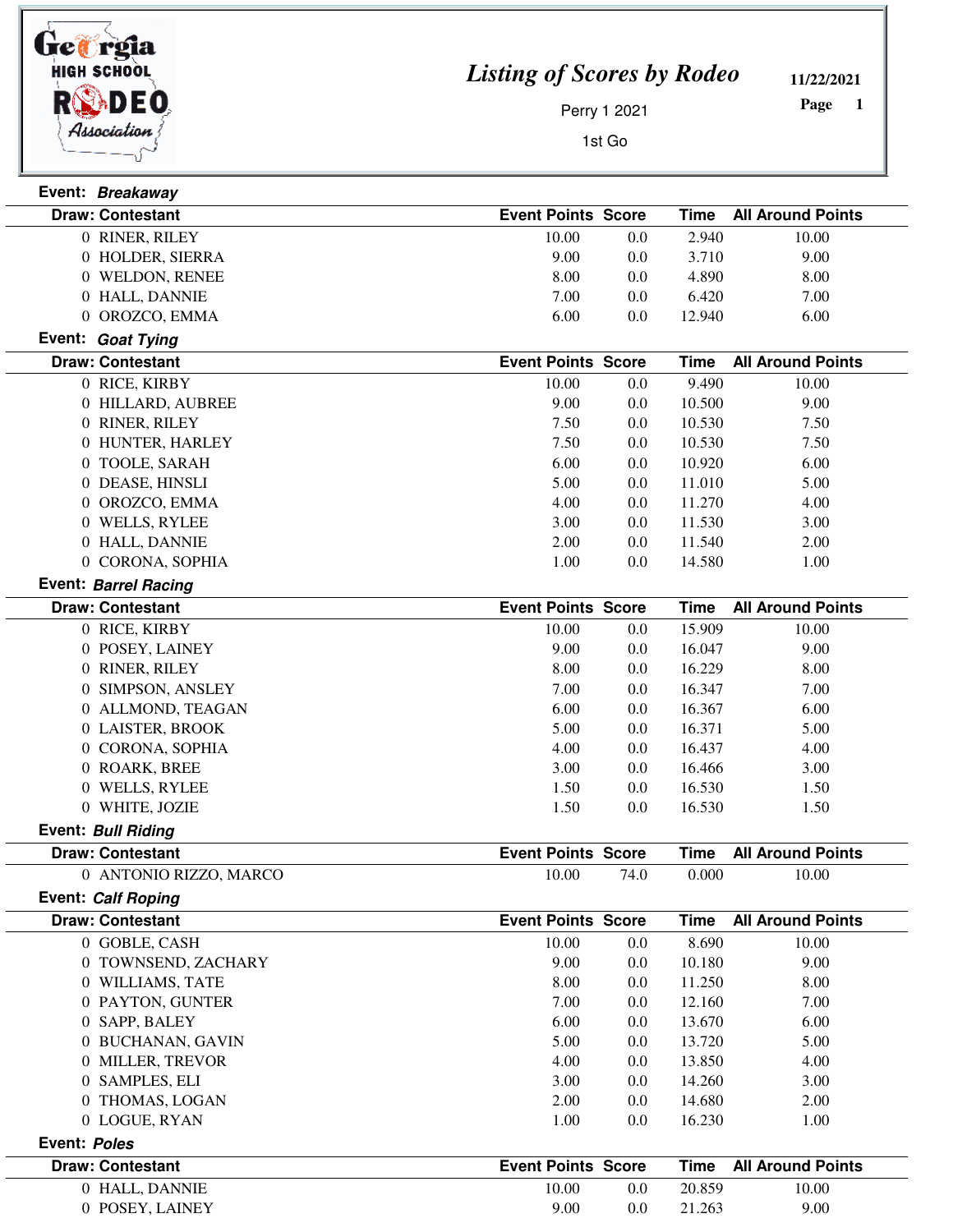# *Listing of Scores by Rodeo*

Perry 1 2021

1st Go

**11/22/2021**

**Event:** ***Breakaway***

| Draw: Contestant | Event Points | Score | Time | All Around Points |
|---|---|---|---|---|
| 0 RINER, RILEY | 10.00 | 0.0 | 2.940 | 10.00 |
| 0 HOLDER, SIERRA | 9.00 | 0.0 | 3.710 | 9.00 |
| 0 WELDON, RENEE | 8.00 | 0.0 | 4.890 | 8.00 |
| 0 HALL, DANNIE | 7.00 | 0.0 | 6.420 | 7.00 |
| 0 OROZCO, EMMA | 6.00 | 0.0 | 12.940 | 6.00 |

**Event:** ***Goat Tying***

| Draw: Contestant | Event Points | Score | Time | All Around Points |
|---|---|---|---|---|
| 0 RICE, KIRBY | 10.00 | 0.0 | 9.490 | 10.00 |
| 0 HILLARD, AUBREE | 9.00 | 0.0 | 10.500 | 9.00 |
| 0 RINER, RILEY | 7.50 | 0.0 | 10.530 | 7.50 |
| 0 HUNTER, HARLEY | 7.50 | 0.0 | 10.530 | 7.50 |
| 0 TOOLE, SARAH | 6.00 | 0.0 | 10.920 | 6.00 |
| 0 DEASE, HINSLI | 5.00 | 0.0 | 11.010 | 5.00 |
| 0 OROZCO, EMMA | 4.00 | 0.0 | 11.270 | 4.00 |
| 0 WELLS, RYLEE | 3.00 | 0.0 | 11.530 | 3.00 |
| 0 HALL, DANNIE | 2.00 | 0.0 | 11.540 | 2.00 |
| 0 CORONA, SOPHIA | 1.00 | 0.0 | 14.580 | 1.00 |

**Event:** ***Barrel Racing***

| Draw: Contestant | Event Points | Score | Time | All Around Points |
|---|---|---|---|---|
| 0 RICE, KIRBY | 10.00 | 0.0 | 15.909 | 10.00 |
| 0 POSEY, LAINEY | 9.00 | 0.0 | 16.047 | 9.00 |
| 0 RINER, RILEY | 8.00 | 0.0 | 16.229 | 8.00 |
| 0 SIMPSON, ANSLEY | 7.00 | 0.0 | 16.347 | 7.00 |
| 0 ALLMOND, TEAGAN | 6.00 | 0.0 | 16.367 | 6.00 |
| 0 LAISTER, BROOK | 5.00 | 0.0 | 16.371 | 5.00 |
| 0 CORONA, SOPHIA | 4.00 | 0.0 | 16.437 | 4.00 |
| 0 ROARK, BREE | 3.00 | 0.0 | 16.466 | 3.00 |
| 0 WELLS, RYLEE | 1.50 | 0.0 | 16.530 | 1.50 |
| 0 WHITE, JOZIE | 1.50 | 0.0 | 16.530 | 1.50 |

**Event:** ***Bull Riding***

| Draw: Contestant | Event Points | Score | Time | All Around Points |
|---|---|---|---|---|
| 0 ANTONIO RIZZO, MARCO | 10.00 | 74.0 | 0.000 | 10.00 |

**Event:** ***Calf Roping***

| Draw: Contestant | Event Points | Score | Time | All Around Points |
|---|---|---|---|---|
| 0 GOBLE, CASH | 10.00 | 0.0 | 8.690 | 10.00 |
| 0 TOWNSEND, ZACHARY | 9.00 | 0.0 | 10.180 | 9.00 |
| 0 WILLIAMS, TATE | 8.00 | 0.0 | 11.250 | 8.00 |
| 0 PAYTON, GUNTER | 7.00 | 0.0 | 12.160 | 7.00 |
| 0 SAPP, BALEY | 6.00 | 0.0 | 13.670 | 6.00 |
| 0 BUCHANAN, GAVIN | 5.00 | 0.0 | 13.720 | 5.00 |
| 0 MILLER, TREVOR | 4.00 | 0.0 | 13.850 | 4.00 |
| 0 SAMPLES, ELI | 3.00 | 0.0 | 14.260 | 3.00 |
| 0 THOMAS, LOGAN | 2.00 | 0.0 | 14.680 | 2.00 |
| 0 LOGUE, RYAN | 1.00 | 0.0 | 16.230 | 1.00 |

**Event:** ***Poles***

| Draw: Contestant | Event Points | Score | Time | All Around Points |
|---|---|---|---|---|
| 0 HALL, DANNIE | 10.00 | 0.0 | 20.859 | 10.00 |
| 0 POSEY, LAINEY | 9.00 | 0.0 | 21.263 | 9.00 |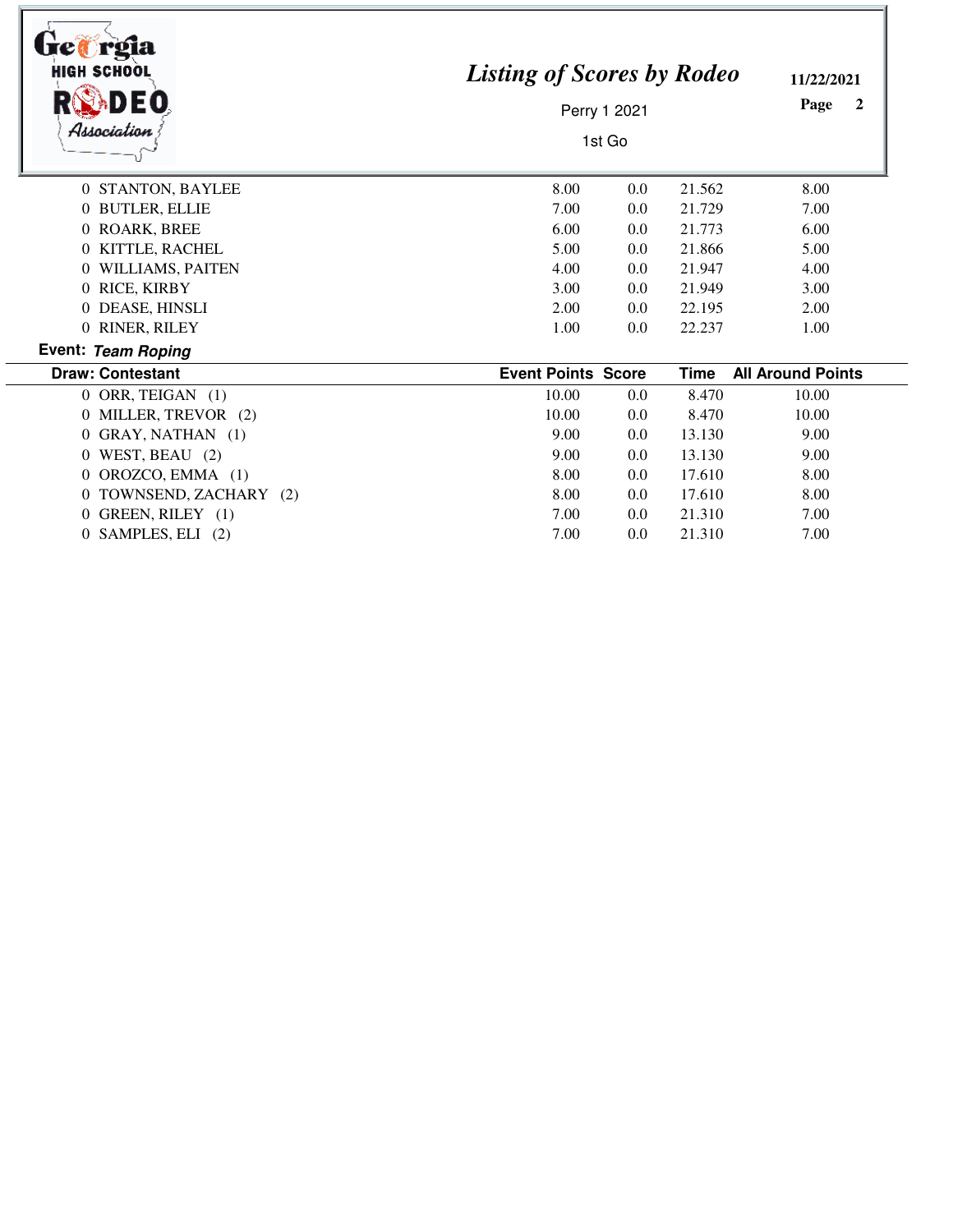| | | | | |
|---|---|---|---|---|
| 0 STANTON, BAYLEE | 8.00 | 0.0 | 21.562 | 8.00 |
| 0 BUTLER, ELLIE | 7.00 | 0.0 | 21.729 | 7.00 |
| 0 ROARK, BREE | 6.00 | 0.0 | 21.773 | 6.00 |
| 0 KITTLE, RACHEL | 5.00 | 0.0 | 21.866 | 5.00 |
| 0 WILLIAMS, PAITEN | 4.00 | 0.0 | 21.947 | 4.00 |
| 0 RICE, KIRBY | 3.00 | 0.0 | 21.949 | 3.00 |
| 0 DEASE, HINSLI | 2.00 | 0.0 | 22.195 | 2.00 |
| 0 RINER, RILEY | 1.00 | 0.0 | 22.237 | 1.00 |

**Event:** ***Team Roping***

| Draw: Contestant | Event Points | Score | Time | All Around Points |
|---|---|---|---|---|
| 0 ORR, TEIGAN (1) | 10.00 | 0.0 | 8.470 | 10.00 |
| 0 MILLER, TREVOR (2) | 10.00 | 0.0 | 8.470 | 10.00 |
| 0 GRAY, NATHAN (1) | 9.00 | 0.0 | 13.130 | 9.00 |
| 0 WEST, BEAU (2) | 9.00 | 0.0 | 13.130 | 9.00 |
| 0 OROZCO, EMMA (1) | 8.00 | 0.0 | 17.610 | 8.00 |
| 0 TOWNSEND, ZACHARY (2) | 8.00 | 0.0 | 17.610 | 8.00 |
| 0 GREEN, RILEY (1) | 7.00 | 0.0 | 21.310 | 7.00 |
| 0 SAMPLES, ELI (2) | 7.00 | 0.0 | 21.310 | 7.00 |